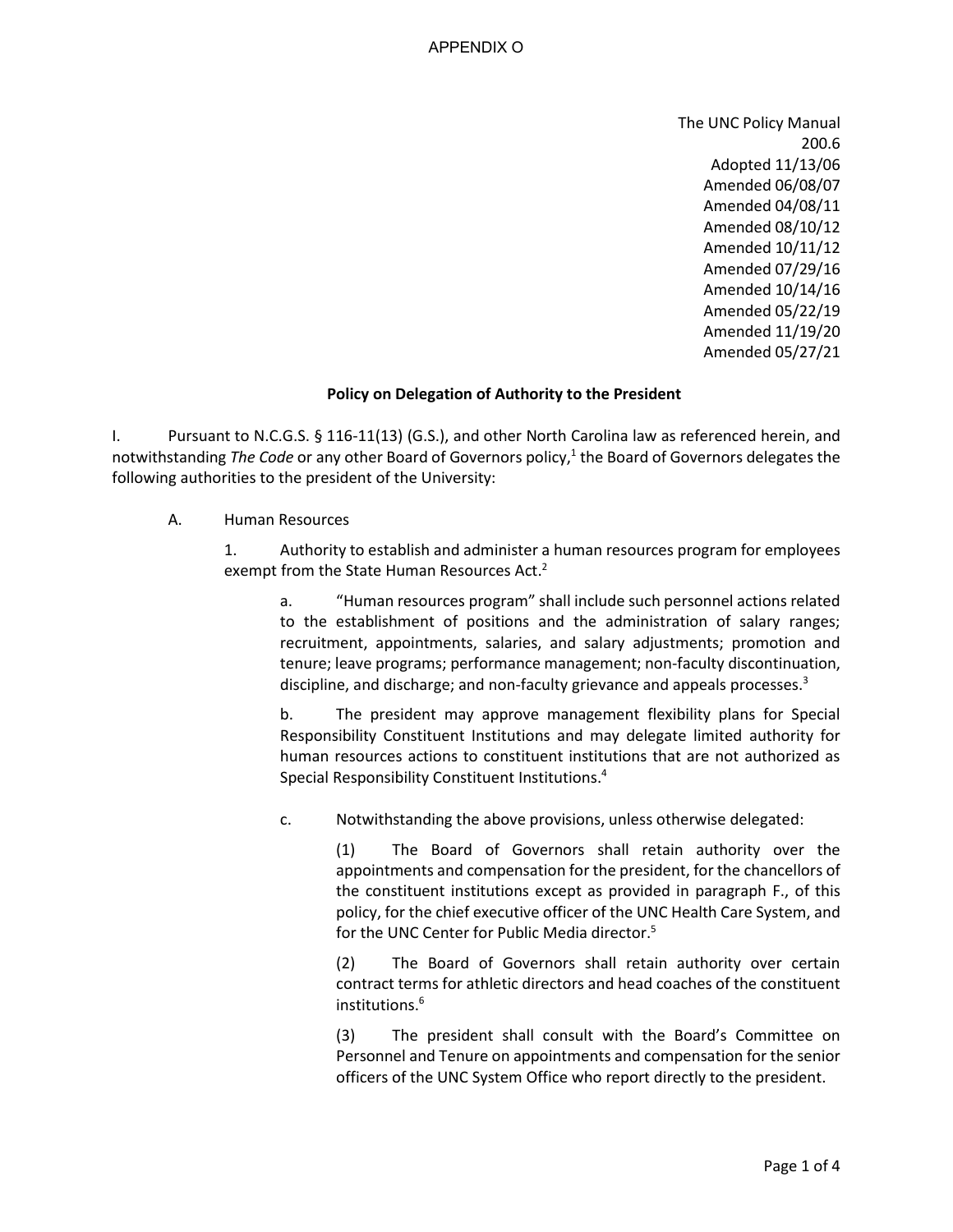APPENDIX O

The UNC Policy Manual
200.6
Adopted 11/13/06
Amended 06/08/07
Amended 04/08/11
Amended 08/10/12
Amended 10/11/12
Amended 07/29/16
Amended 10/14/16
Amended 05/22/19
Amended 11/19/20
Amended 05/27/21

**Policy on Delegation of Authority to the President**

I. Pursuant to N.C.G.S. § 116-11(13) (G.S.), and other North Carolina law as referenced herein, and notwithstanding *The Code* or any other Board of Governors policy,[1] the Board of Governors delegates the following authorities to the president of the University:

A. Human Resources

1. Authority to establish and administer a human resources program for employees exempt from the State Human Resources Act.[2]

a. "Human resources program" shall include such personnel actions related to the establishment of positions and the administration of salary ranges; recruitment, appointments, salaries, and salary adjustments; promotion and tenure; leave programs; performance management; non-faculty discontinuation, discipline, and discharge; and non-faculty grievance and appeals processes.[3]

b. The president may approve management flexibility plans for Special Responsibility Constituent Institutions and may delegate limited authority for human resources actions to constituent institutions that are not authorized as Special Responsibility Constituent Institutions.[4]

c. Notwithstanding the above provisions, unless otherwise delegated:

(1) The Board of Governors shall retain authority over the appointments and compensation for the president, for the chancellors of the constituent institutions except as provided in paragraph F., of this policy, for the chief executive officer of the UNC Health Care System, and for the UNC Center for Public Media director.[5]

(2) The Board of Governors shall retain authority over certain contract terms for athletic directors and head coaches of the constituent institutions.[6]

(3) The president shall consult with the Board's Committee on Personnel and Tenure on appointments and compensation for the senior officers of the UNC System Office who report directly to the president.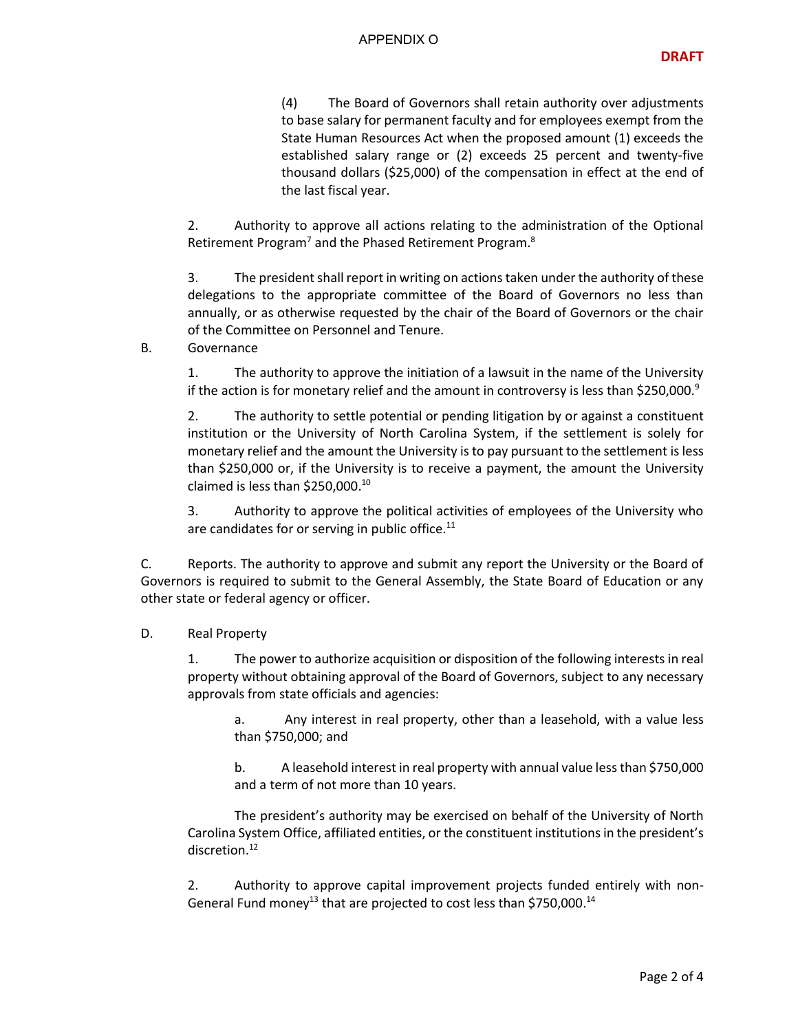(4) The Board of Governors shall retain authority over adjustments to base salary for permanent faculty and for employees exempt from the State Human Resources Act when the proposed amount (1) exceeds the established salary range or (2) exceeds 25 percent and twenty-five thousand dollars ($25,000) of the compensation in effect at the end of the last fiscal year.

2. Authority to approve all actions relating to the administration of the Optional Retirement Program[7] and the Phased Retirement Program.[8]

3. The president shall report in writing on actions taken under the authority of these delegations to the appropriate committee of the Board of Governors no less than annually, or as otherwise requested by the chair of the Board of Governors or the chair of the Committee on Personnel and Tenure.

B. Governance

1. The authority to approve the initiation of a lawsuit in the name of the University if the action is for monetary relief and the amount in controversy is less than $250,000.[9]

2. The authority to settle potential or pending litigation by or against a constituent institution or the University of North Carolina System, if the settlement is solely for monetary relief and the amount the University is to pay pursuant to the settlement is less than $250,000 or, if the University is to receive a payment, the amount the University claimed is less than $250,000.[10]

3. Authority to approve the political activities of employees of the University who are candidates for or serving in public office.[11]

C. Reports. The authority to approve and submit any report the University or the Board of Governors is required to submit to the General Assembly, the State Board of Education or any other state or federal agency or officer.

D. Real Property

1. The power to authorize acquisition or disposition of the following interests in real property without obtaining approval of the Board of Governors, subject to any necessary approvals from state officials and agencies:

a. Any interest in real property, other than a leasehold, with a value less than $750,000; and

b. A leasehold interest in real property with annual value less than $750,000 and a term of not more than 10 years.

The president's authority may be exercised on behalf of the University of North Carolina System Office, affiliated entities, or the constituent institutions in the president's discretion.[12]

2. Authority to approve capital improvement projects funded entirely with non-General Fund money[13] that are projected to cost less than $750,000.[14]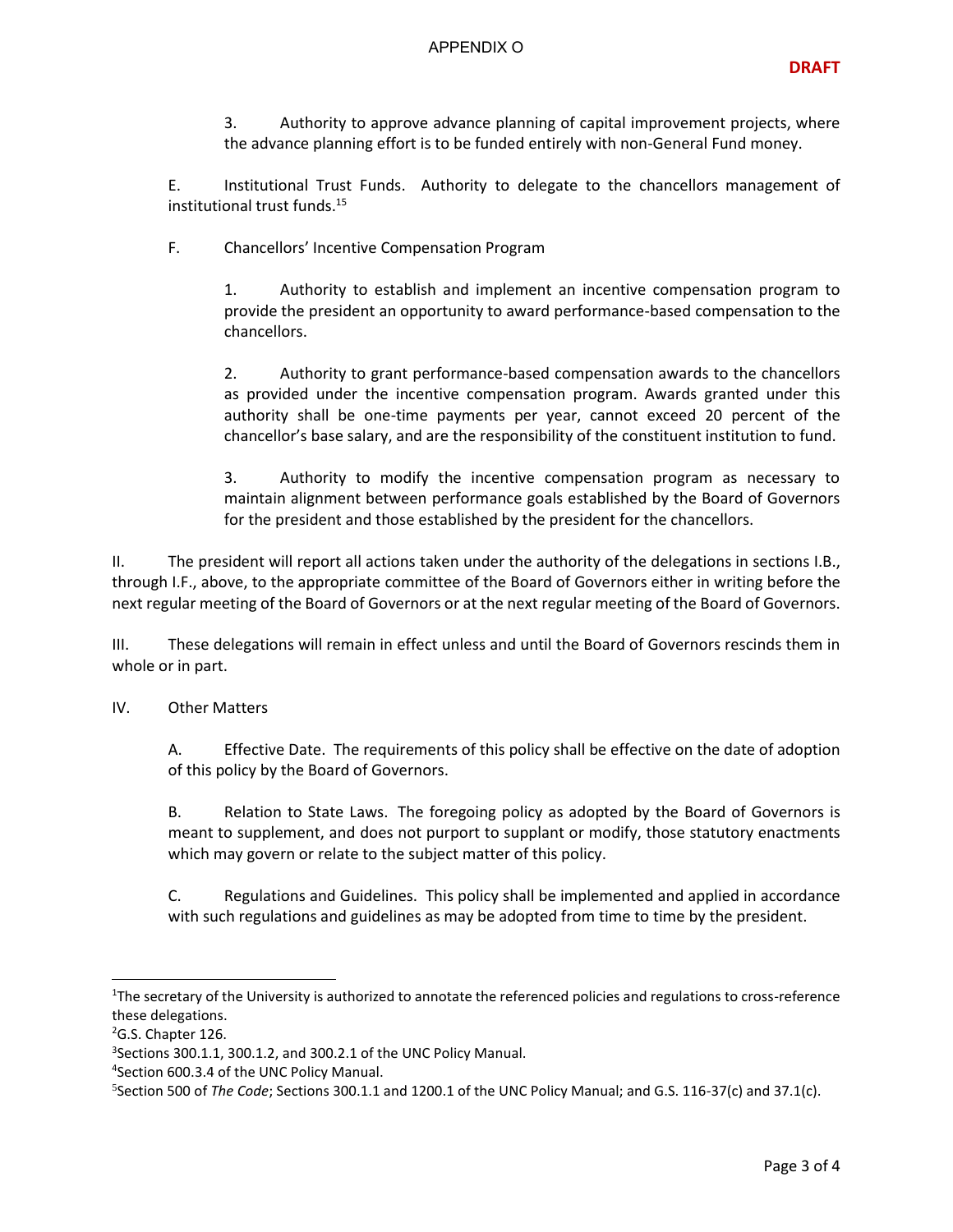3. Authority to approve advance planning of capital improvement projects, where the advance planning effort is to be funded entirely with non-General Fund money.

E. Institutional Trust Funds. Authority to delegate to the chancellors management of institutional trust funds.[15]

F. Chancellors' Incentive Compensation Program

1. Authority to establish and implement an incentive compensation program to provide the president an opportunity to award performance-based compensation to the chancellors.

2. Authority to grant performance-based compensation awards to the chancellors as provided under the incentive compensation program. Awards granted under this authority shall be one-time payments per year, cannot exceed 20 percent of the chancellor's base salary, and are the responsibility of the constituent institution to fund.

3. Authority to modify the incentive compensation program as necessary to maintain alignment between performance goals established by the Board of Governors for the president and those established by the president for the chancellors.

II. The president will report all actions taken under the authority of the delegations in sections I.B., through I.F., above, to the appropriate committee of the Board of Governors either in writing before the next regular meeting of the Board of Governors or at the next regular meeting of the Board of Governors.

III. These delegations will remain in effect unless and until the Board of Governors rescinds them in whole or in part.

IV. Other Matters

A. Effective Date. The requirements of this policy shall be effective on the date of adoption of this policy by the Board of Governors.

B. Relation to State Laws. The foregoing policy as adopted by the Board of Governors is meant to supplement, and does not purport to supplant or modify, those statutory enactments which may govern or relate to the subject matter of this policy.

C. Regulations and Guidelines. This policy shall be implemented and applied in accordance with such regulations and guidelines as may be adopted from time to time by the president.

---

[1] The secretary of the University is authorized to annotate the referenced policies and regulations to cross-reference these delegations.

[2] G.S. Chapter 126.

[3] Sections 300.1.1, 300.1.2, and 300.2.1 of the UNC Policy Manual.

[4] Section 600.3.4 of the UNC Policy Manual.

[5] Section 500 of *The Code*; Sections 300.1.1 and 1200.1 of the UNC Policy Manual; and G.S. 116-37(c) and 37.1(c).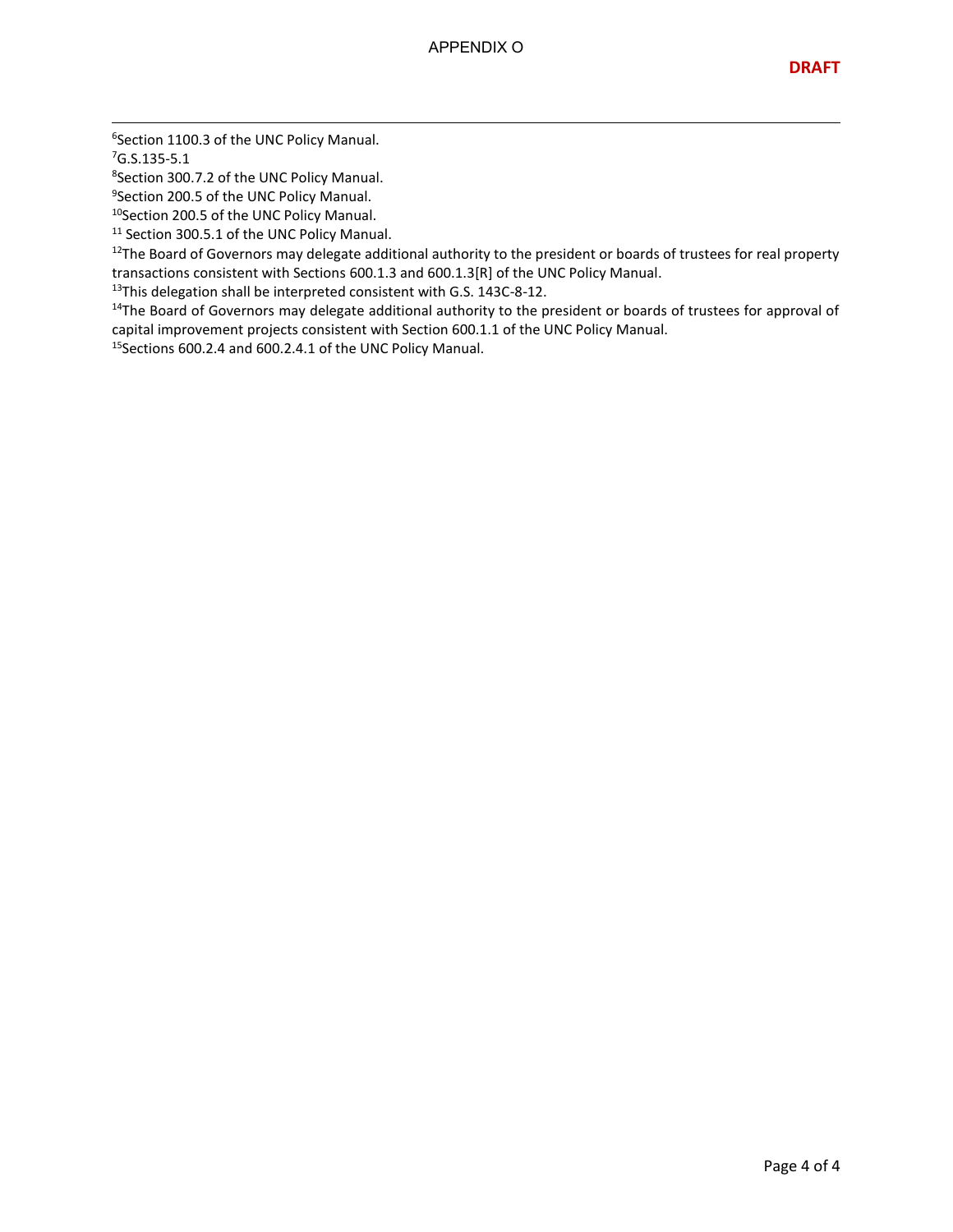[6]Section 1100.3 of the UNC Policy Manual.

[7]G.S.135-5.1

[8]Section 300.7.2 of the UNC Policy Manual.

[9]Section 200.5 of the UNC Policy Manual.

[10]Section 200.5 of the UNC Policy Manual.

[11] Section 300.5.1 of the UNC Policy Manual.

[12]The Board of Governors may delegate additional authority to the president or boards of trustees for real property transactions consistent with Sections 600.1.3 and 600.1.3[R] of the UNC Policy Manual.

[13]This delegation shall be interpreted consistent with G.S. 143C-8-12.

[14]The Board of Governors may delegate additional authority to the president or boards of trustees for approval of capital improvement projects consistent with Section 600.1.1 of the UNC Policy Manual.

[15]Sections 600.2.4 and 600.2.4.1 of the UNC Policy Manual.